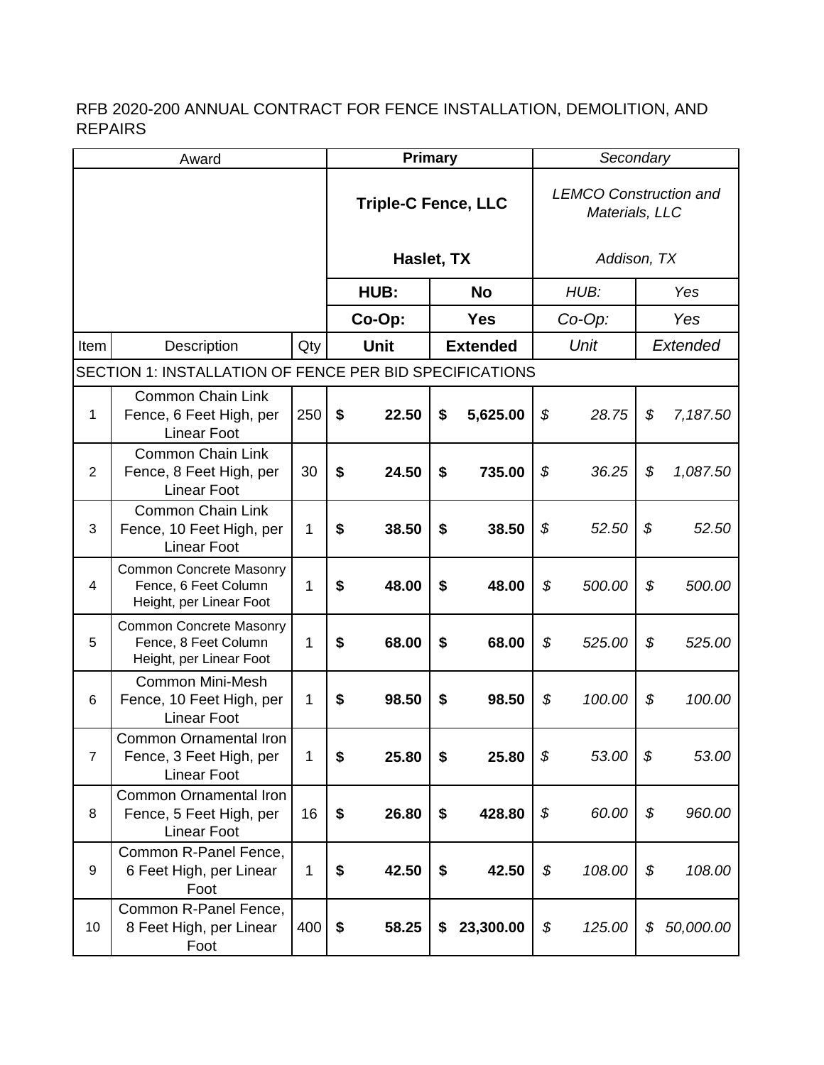RFB 2020-200 ANNUAL CONTRACT FOR FENCE INSTALLATION, DEMOLITION, AND REPAIRS

| Award | | | **Primary** | | *Secondary* | |
|---|---|---|---|---|---|---|
| | | | **Triple-C Fence, LLC**<br><br>**Haslet, TX** | | *LEMCO Construction and Materials, LLC*<br><br>*Addison, TX* | |
| | | | **HUB:** | **No** | *HUB:* | *Yes* |
| | | | **Co-Op:** | **Yes** | *Co-Op:* | *Yes* |
| Item | Description | Qty | **Unit** | **Extended** | *Unit* | *Extended* |
| SECTION 1: INSTALLATION OF FENCE PER BID SPECIFICATIONS | | | | | | |
| 1 | Common Chain Link Fence, 6 Feet High, per Linear Foot | 250 | **$ 22.50** | **$ 5,625.00** | *$ 28.75* | *$ 7,187.50* |
| 2 | Common Chain Link Fence, 8 Feet High, per Linear Foot | 30 | **$ 24.50** | **$ 735.00** | *$ 36.25* | *$ 1,087.50* |
| 3 | Common Chain Link Fence, 10 Feet High, per Linear Foot | 1 | **$ 38.50** | **$ 38.50** | *$ 52.50* | *$ 52.50* |
| 4 | Common Concrete Masonry Fence, 6 Feet Column Height, per Linear Foot | 1 | **$ 48.00** | **$ 48.00** | *$ 500.00* | *$ 500.00* |
| 5 | Common Concrete Masonry Fence, 8 Feet Column Height, per Linear Foot | 1 | **$ 68.00** | **$ 68.00** | *$ 525.00* | *$ 525.00* |
| 6 | Common Mini-Mesh Fence, 10 Feet High, per Linear Foot | 1 | **$ 98.50** | **$ 98.50** | *$ 100.00* | *$ 100.00* |
| 7 | Common Ornamental Iron Fence, 3 Feet High, per Linear Foot | 1 | **$ 25.80** | **$ 25.80** | *$ 53.00* | *$ 53.00* |
| 8 | Common Ornamental Iron Fence, 5 Feet High, per Linear Foot | 16 | **$ 26.80** | **$ 428.80** | *$ 60.00* | *$ 960.00* |
| 9 | Common R-Panel Fence, 6 Feet High, per Linear Foot | 1 | **$ 42.50** | **$ 42.50** | *$ 108.00* | *$ 108.00* |
| 10 | Common R-Panel Fence, 8 Feet High, per Linear Foot | 400 | **$ 58.25** | **$ 23,300.00** | *$ 125.00* | *$ 50,000.00* |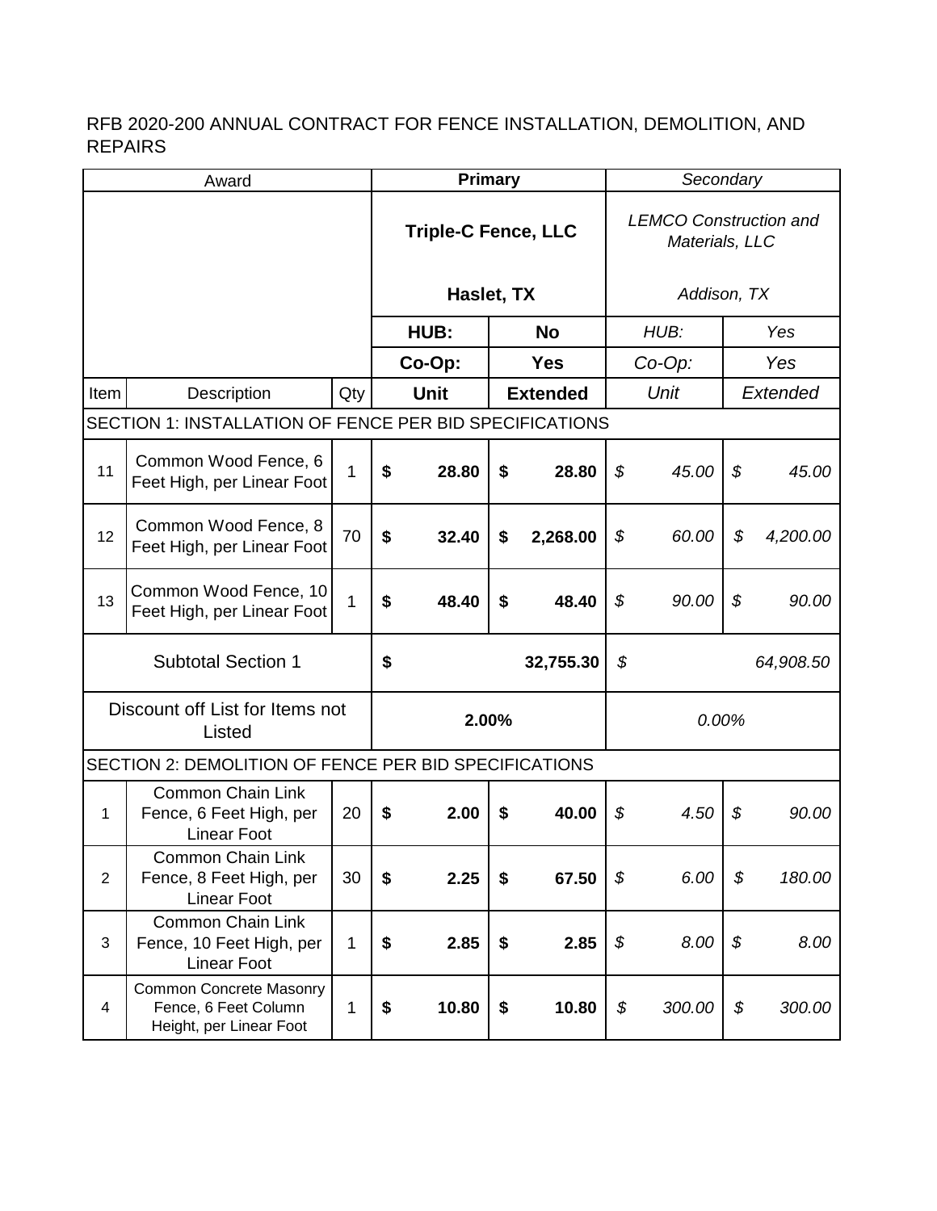RFB 2020-200 ANNUAL CONTRACT FOR FENCE INSTALLATION, DEMOLITION, AND REPAIRS

| Award | | | **Primary** | | *Secondary* | |
|---|---|---|---|---|---|---|
| | | | **Triple-C Fence, LLC** <br> **Haslet, TX** | | *LEMCO Construction and Materials, LLC* <br> *Addison, TX* | |
| | | | **HUB:** | **No** | *HUB:* | *Yes* |
| | | | **Co-Op:** | **Yes** | *Co-Op:* | *Yes* |
| Item | Description | Qty | **Unit** | **Extended** | *Unit* | *Extended* |
| SECTION 1: INSTALLATION OF FENCE PER BID SPECIFICATIONS | | | | | | |
| 11 | Common Wood Fence, 6 Feet High, per Linear Foot | 1 | **$ 28.80** | **$ 28.80** | *$ 45.00* | *$ 45.00* |
| 12 | Common Wood Fence, 8 Feet High, per Linear Foot | 70 | **$ 32.40** | **$ 2,268.00** | *$ 60.00* | *$ 4,200.00* |
| 13 | Common Wood Fence, 10 Feet High, per Linear Foot | 1 | **$ 48.40** | **$ 48.40** | *$ 90.00* | *$ 90.00* |
| Subtotal Section 1 | | | **$ 32,755.30** | | *$ 64,908.50* | |
| Discount off List for Items not Listed | | | **2.00%** | | *0.00%* | |
| SECTION 2: DEMOLITION OF FENCE PER BID SPECIFICATIONS | | | | | | |
| 1 | Common Chain Link Fence, 6 Feet High, per Linear Foot | 20 | **$ 2.00** | **$ 40.00** | *$ 4.50* | *$ 90.00* |
| 2 | Common Chain Link Fence, 8 Feet High, per Linear Foot | 30 | **$ 2.25** | **$ 67.50** | *$ 6.00* | *$ 180.00* |
| 3 | Common Chain Link Fence, 10 Feet High, per Linear Foot | 1 | **$ 2.85** | **$ 2.85** | *$ 8.00* | *$ 8.00* |
| 4 | Common Concrete Masonry Fence, 6 Feet Column Height, per Linear Foot | 1 | **$ 10.80** | **$ 10.80** | *$ 300.00* | *$ 300.00* |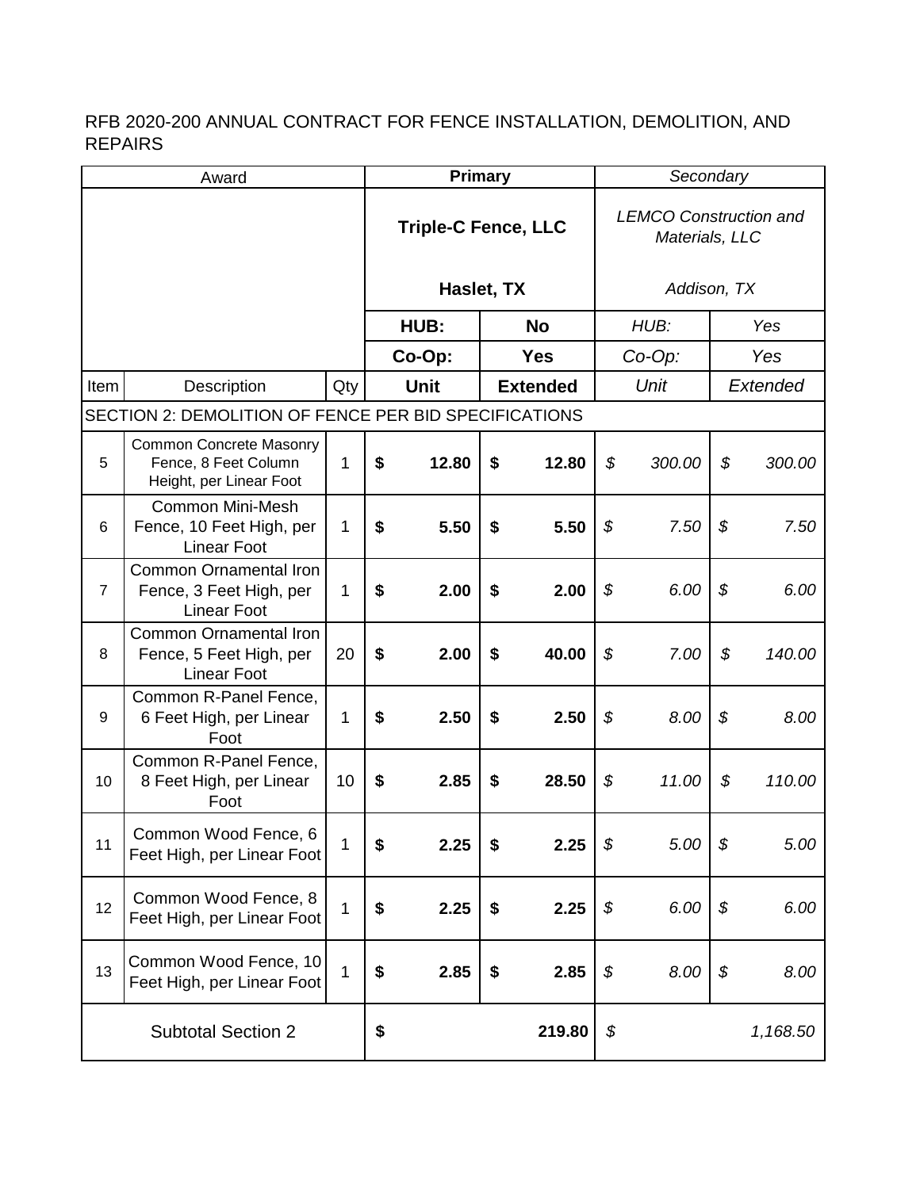RFB 2020-200 ANNUAL CONTRACT FOR FENCE INSTALLATION, DEMOLITION, AND REPAIRS

| Award | | | **Primary** | | *Secondary* | |
|---|---|---|---|---|---|---|
| | | | **Triple-C Fence, LLC**<br><br>**Haslet, TX** | | *LEMCO Construction and Materials, LLC*<br><br>*Addison, TX* | |
| | | | **HUB:** | **No** | *HUB:* | *Yes* |
| | | | **Co-Op:** | **Yes** | *Co-Op:* | *Yes* |
| Item | Description | Qty | **Unit** | **Extended** | *Unit* | *Extended* |
| SECTION 2: DEMOLITION OF FENCE PER BID SPECIFICATIONS | | | | | | |
| 5 | Common Concrete Masonry Fence, 8 Feet Column Height, per Linear Foot | 1 | **$ 12.80** | **$ 12.80** | *$ 300.00* | *$ 300.00* |
| 6 | Common Mini-Mesh Fence, 10 Feet High, per Linear Foot | 1 | **$ 5.50** | **$ 5.50** | *$ 7.50* | *$ 7.50* |
| 7 | Common Ornamental Iron Fence, 3 Feet High, per Linear Foot | 1 | **$ 2.00** | **$ 2.00** | *$ 6.00* | *$ 6.00* |
| 8 | Common Ornamental Iron Fence, 5 Feet High, per Linear Foot | 20 | **$ 2.00** | **$ 40.00** | *$ 7.00* | *$ 140.00* |
| 9 | Common R-Panel Fence, 6 Feet High, per Linear Foot | 1 | **$ 2.50** | **$ 2.50** | *$ 8.00* | *$ 8.00* |
| 10 | Common R-Panel Fence, 8 Feet High, per Linear Foot | 10 | **$ 2.85** | **$ 28.50** | *$ 11.00* | *$ 110.00* |
| 11 | Common Wood Fence, 6 Feet High, per Linear Foot | 1 | **$ 2.25** | **$ 2.25** | *$ 5.00* | *$ 5.00* |
| 12 | Common Wood Fence, 8 Feet High, per Linear Foot | 1 | **$ 2.25** | **$ 2.25** | *$ 6.00* | *$ 6.00* |
| 13 | Common Wood Fence, 10 Feet High, per Linear Foot | 1 | **$ 2.85** | **$ 2.85** | *$ 8.00* | *$ 8.00* |
| Subtotal Section 2 | | | **$ 219.80** | | *$ 1,168.50* | |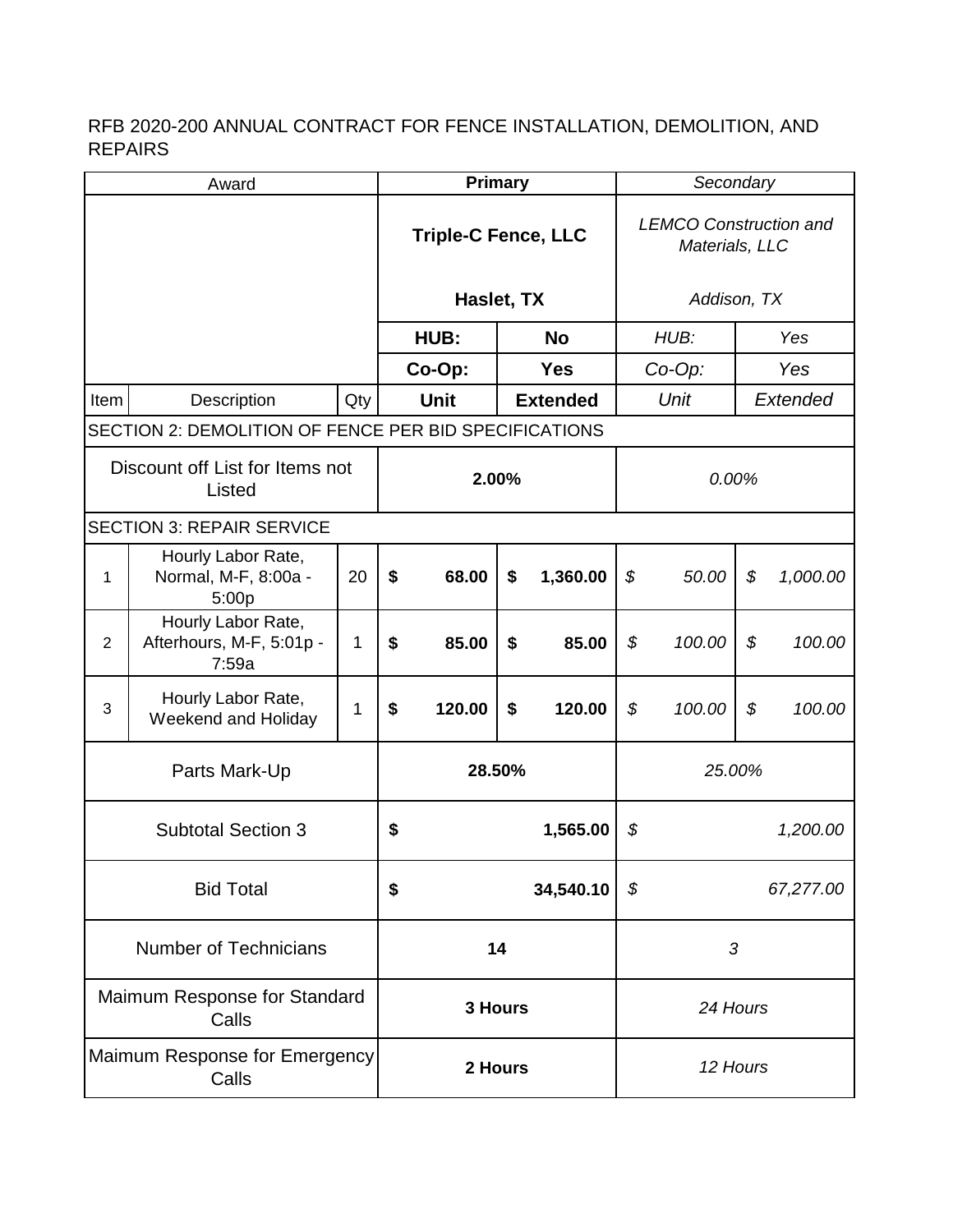RFB 2020-200 ANNUAL CONTRACT FOR FENCE INSTALLATION, DEMOLITION, AND REPAIRS

| Award | | | **Primary** | | *Secondary* | |
|---|---|---|---|---|---|---|
| | | | **Triple-C Fence, LLC**<br><br>**Haslet, TX** | | *LEMCO Construction and Materials, LLC*<br><br>*Addison, TX* | |
| | | | **HUB:** | **No** | *HUB:* | *Yes* |
| | | | **Co-Op:** | **Yes** | *Co-Op:* | *Yes* |
| Item | Description | Qty | **Unit** | **Extended** | *Unit* | *Extended* |
| SECTION 2: DEMOLITION OF FENCE PER BID SPECIFICATIONS | | | | | | |
| Discount off List for Items not Listed | | | **2.00%** | | *0.00%* | |
| SECTION 3: REPAIR SERVICE | | | | | | |
| 1 | Hourly Labor Rate, Normal, M-F, 8:00a - 5:00p | 20 | **$ 68.00** | **$ 1,360.00** | *$ 50.00* | *$ 1,000.00* |
| 2 | Hourly Labor Rate, Afterhours, M-F, 5:01p - 7:59a | 1 | **$ 85.00** | **$ 85.00** | *$ 100.00* | *$ 100.00* |
| 3 | Hourly Labor Rate, Weekend and Holiday | 1 | **$ 120.00** | **$ 120.00** | *$ 100.00* | *$ 100.00* |
| Parts Mark-Up | | | **28.50%** | | *25.00%* | |
| Subtotal Section 3 | | | **$ 1,565.00** | | *$ 1,200.00* | |
| Bid Total | | | **$ 34,540.10** | | *$ 67,277.00* | |
| Number of Technicians | | | **14** | | *3* | |
| Maimum Response for Standard Calls | | | **3 Hours** | | *24 Hours* | |
| Maimum Response for Emergency Calls | | | **2 Hours** | | *12 Hours* | |